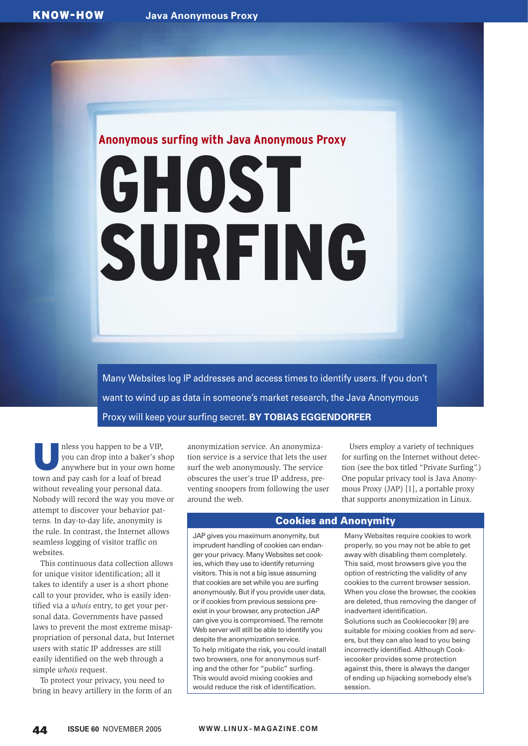Anonymous surfing with Java Anonymous Proxy

# GHOST SURFING

Many Websites log IP addresses and access times to identify users. If you don't want to wind up as data in someone's market research, the Java Anonymous Proxy will keep your surfing secret. **BY TOBIAS EGGENDORFER**

Unless you happen to be a VIP, you can drop into a baker's shop anywhere but in your own home town and pay cash for a loaf of bread without revealing your personal data. Nobody will record the way you move or attempt to discover your behavior patterns. In day-to-day life, anonymity is the rule. In contrast, the Internet allows seamless logging of visitor traffic on websites.

This continuous data collection allows for unique visitor identification; all it takes to identify a user is a short phone call to your provider, who is easily identified via a *whois* entry, to get your personal data. Governments have passed laws to prevent the most extreme misappropriation of personal data, but Internet users with static IP addresses are still easily identified on the web through a simple *whois* request.

To protect your privacy, you need to bring in heavy artillery in the form of an anonymization service. An anonymization service is a service that lets the user surf the web anonymously. The service obscures the user's true IP address, preventing snoopers from following the user around the web.

Users employ a variety of techniques for surfing on the Internet without detection (see the box titled "Private Surfing".) One popular privacy tool is Java Anonymous Proxy (JAP) [1], a portable proxy that supports anonymization in Linux.

## Cookies and Anonymity

JAP gives you maximum anonymity, but imprudent handling of cookies can endanger your privacy. Many Websites set cookies, which they use to identify returning visitors. This is not a big issue assuming that cookies are set while you are surfing anonymously. But if you provide user data, or if cookies from previous sessions preexist in your browser, any protection JAP can give you is compromised. The remote Web server will still be able to identify you despite the anonymization service.

To help mitigate the risk, you could install two browsers, one for anonymous surfing and the other for "public" surfing. This would avoid mixing cookies and would reduce the risk of identification.

Many Websites require cookies to work properly, so you may not be able to get away with disabling them completely. This said, most browsers give you the option of restricting the validity of any cookies to the current browser session. When you close the browser, the cookies are deleted, thus removing the danger of inadvertent identification.

Solutions such as Cookiecooker [9] are suitable for mixing cookies from ad servers, but they can also lead to you being incorrectly identified. Although Cookiecooker provides some protection against this, there is always the danger of ending up hijacking somebody else's session.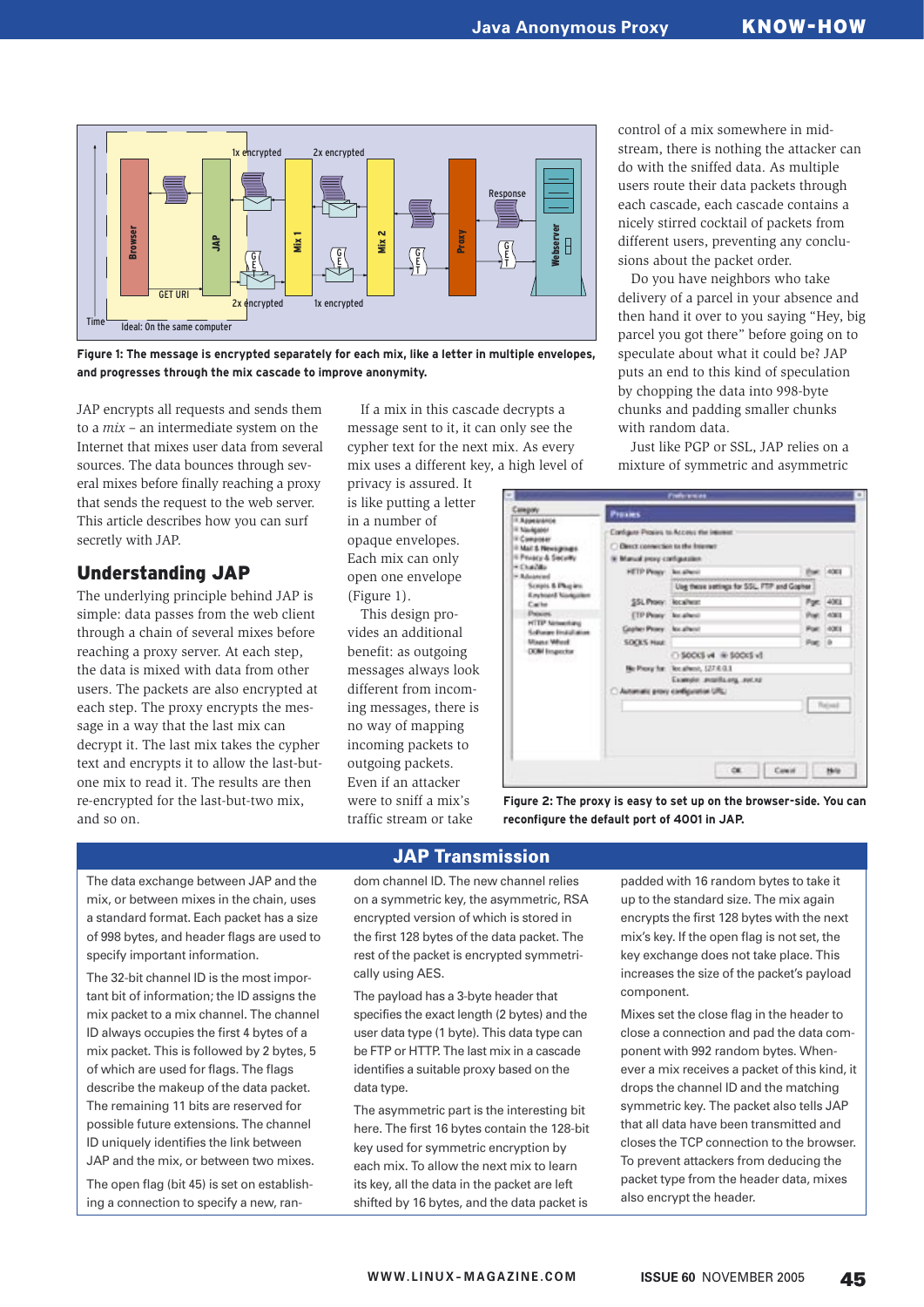Figure 1: The message is encrypted separately for each mix, like a letter in multiple envelopes, and progresses through the mix cascade to improve anonymity.

JAP encrypts all requests and sends them to a *mix* – an intermediate system on the Internet that mixes user data from several sources. The data bounces through several mixes before finally reaching a proxy that sends the request to the web server. This article describes how you can surf secretly with JAP.

## Understanding JAP

The underlying principle behind JAP is simple: data passes from the web client through a chain of several mixes before reaching a proxy server. At each step, the data is mixed with data from other users. The packets are also encrypted at each step. The proxy encrypts the message in a way that the last mix can decrypt it. The last mix takes the cypher text and encrypts it to allow the last-but-one mix to read it. The results are then re-encrypted for the last-but-two mix, and so on.

If a mix in this cascade decrypts a message sent to it, it can only see the cypher text for the next mix. As every mix uses a different key, a high level of privacy is assured. It is like putting a letter in a number of opaque envelopes. Each mix can only open one envelope (Figure 1).

This design provides an additional benefit: as outgoing messages always look different from incoming messages, there is no way of mapping incoming packets to outgoing packets. Even if an attacker were to sniff a mix's traffic stream or take control of a mix somewhere in mid-stream, there is nothing the attacker can do with the sniffed data. As multiple users route their data packets through each cascade, each cascade contains a nicely stirred cocktail of packets from different users, preventing any conclusions about the packet order.

Do you have neighbors who take delivery of a parcel in your absence and then hand it over to you saying "Hey, big parcel you got there" before going on to speculate about what it could be? JAP puts an end to this kind of speculation by chopping the data into 998-byte chunks and padding smaller chunks with random data.

Just like PGP or SSL, JAP relies on a mixture of symmetric and asymmetric

Figure 2: The proxy is easy to set up on the browser-side. You can reconfigure the default port of 4001 in JAP.

## JAP Transmission

The data exchange between JAP and the mix, or between mixes in the chain, uses a standard format. Each packet has a size of 998 bytes, and header flags are used to specify important information.

The 32-bit channel ID is the most important bit of information; the ID assigns the mix packet to a mix channel. The channel ID always occupies the first 4 bytes of a mix packet. This is followed by 2 bytes, 5 of which are used for flags. The flags describe the makeup of the data packet. The remaining 11 bits are reserved for possible future extensions. The channel ID uniquely identifies the link between JAP and the mix, or between two mixes.

The open flag (bit 45) is set on establishing a connection to specify a new, random channel ID. The new channel relies on a symmetric key, the asymmetric, RSA encrypted version of which is stored in the first 128 bytes of the data packet. The rest of the packet is encrypted symmetrically using AES.

The payload has a 3-byte header that specifies the exact length (2 bytes) and the user data type (1 byte). This data type can be FTP or HTTP. The last mix in a cascade identifies a suitable proxy based on the data type.

The asymmetric part is the interesting bit here. The first 16 bytes contain the 128-bit key used for symmetric encryption by each mix. To allow the next mix to learn its key, all the data in the packet are left shifted by 16 bytes, and the data packet is padded with 16 random bytes to take it up to the standard size. The mix again encrypts the first 128 bytes with the next mix's key. If the open flag is not set, the key exchange does not take place. This increases the size of the packet's payload component.

Mixes set the close flag in the header to close a connection and pad the data component with 992 random bytes. Whenever a mix receives a packet of this kind, it drops the channel ID and the matching symmetric key. The packet also tells JAP that all data have been transmitted and closes the TCP connection to the browser. To prevent attackers from deducing the packet type from the header data, mixes also encrypt the header.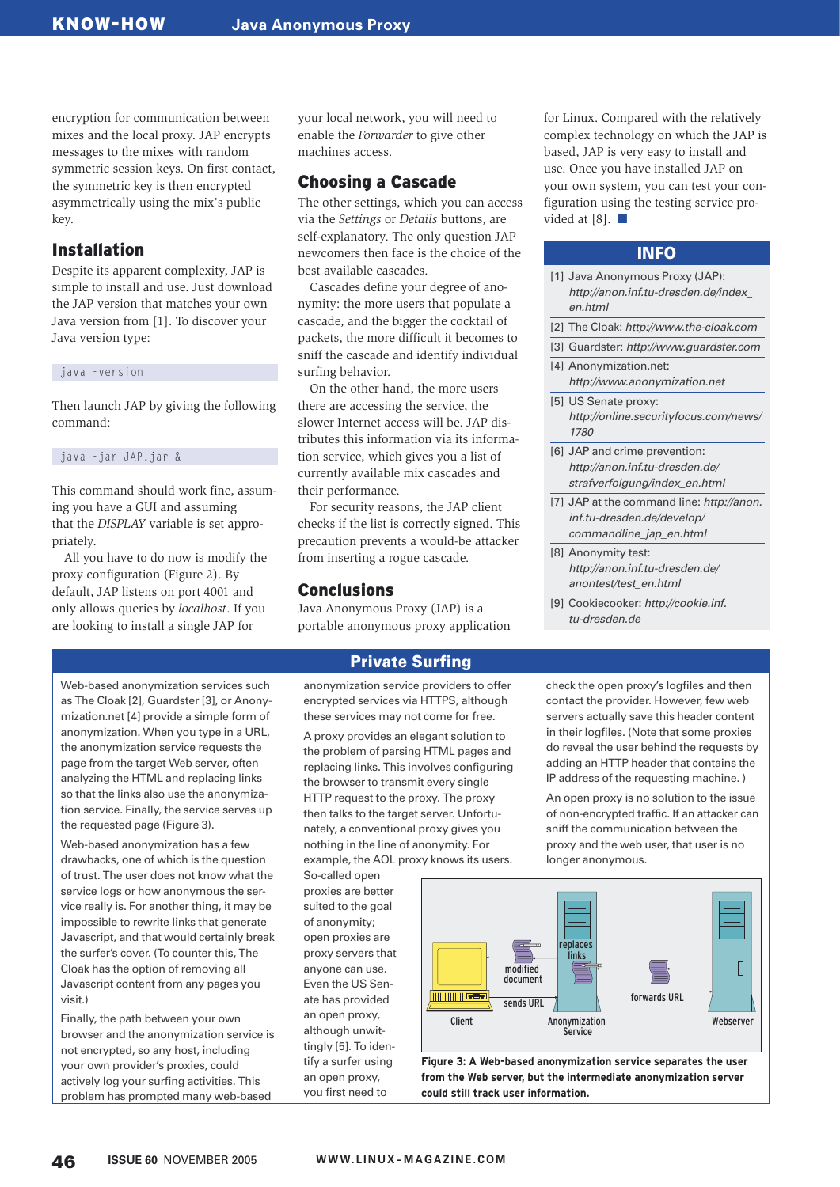encryption for communication between mixes and the local proxy. JAP encrypts messages to the mixes with random symmetric session keys. On first contact, the symmetric key is then encrypted asymmetrically using the mix's public key.

## Installation

Despite its apparent complexity, JAP is simple to install and use. Just download the JAP version that matches your own Java version from [1]. To discover your Java version type:

```
java -version
```

Then launch JAP by giving the following command:

```
java -jar JAP.jar &
```

This command should work fine, assuming you have a GUI and assuming that the *DISPLAY* variable is set appropriately.

All you have to do now is modify the proxy configuration (Figure 2). By default, JAP listens on port 4001 and only allows queries by *localhost*. If you are looking to install a single JAP for your local network, you will need to enable the *Forwarder* to give other machines access.

## Choosing a Cascade

The other settings, which you can access via the *Settings* or *Details* buttons, are self-explanatory. The only question JAP newcomers then face is the choice of the best available cascades.

Cascades define your degree of anonymity: the more users that populate a cascade, and the bigger the cocktail of packets, the more difficult it becomes to sniff the cascade and identify individual surfing behavior.

On the other hand, the more users there are accessing the service, the slower Internet access will be. JAP distributes this information via its information service, which gives you a list of currently available mix cascades and their performance.

For security reasons, the JAP client checks if the list is correctly signed. This precaution prevents a would-be attacker from inserting a rogue cascade.

## Conclusions

Java Anonymous Proxy (JAP) is a portable anonymous proxy application for Linux. Compared with the relatively complex technology on which the JAP is based, JAP is very easy to install and use. Once you have installed JAP on your own system, you can test your configuration using the testing service provided at [8]. ■

## INFO

[1] Java Anonymous Proxy (JAP): *http://anon.inf.tu-dresden.de/index_en.html*

[2] The Cloak: *http://www.the-cloak.com*

[3] Guardster: *http://www.guardster.com*

[4] Anonymization.net: *http://www.anonymization.net*

[5] US Senate proxy: *http://online.securityfocus.com/news/1780*

[6] JAP and crime prevention: *http://anon.inf.tu-dresden.de/strafverfolgung/index_en.html*

[7] JAP at the command line: *http://anon.inf.tu-dresden.de/develop/commandline_jap_en.html*

[8] Anonymity test: *http://anon.inf.tu-dresden.de/anontest/test_en.html*

[9] Cookiecooker: *http://cookie.inf.tu-dresden.de*

## Private Surfing

Web-based anonymization services such as The Cloak [2], Guardster [3], or Anonymization.net [4] provide a simple form of anonymization. When you type in a URL, the anonymization service requests the page from the target Web server, often analyzing the HTML and replacing links so that the links also use the anonymization service. Finally, the service serves up the requested page (Figure 3).

Web-based anonymization has a few drawbacks, one of which is the question of trust. The user does not know what the service logs or how anonymous the service really is. For another thing, it may be impossible to rewrite links that generate Javascript, and that would certainly break the surfer's cover. (To counter this, The Cloak has the option of removing all Javascript content from any pages you visit.)

Finally, the path between your own browser and the anonymization service is not encrypted, so any host, including your own provider's proxies, could actively log your surfing activities. This problem has prompted many web-based anonymization service providers to offer encrypted services via HTTPS, although these services may not come for free.

A proxy provides an elegant solution to the problem of parsing HTML pages and replacing links. This involves configuring the browser to transmit every single HTTP request to the proxy. The proxy then talks to the target server. Unfortunately, a conventional proxy gives you nothing in the line of anonymity. For example, the AOL proxy knows its users.

So-called open proxies are better suited to the goal of anonymity; open proxies are proxy servers that anyone can use. Even the US Senate has provided an open proxy, although unwittingly [5]. To identify a surfer using an open proxy, you first need to check the open proxy's logfiles and then contact the provider. However, few web servers actually save this header content in their logfiles. (Note that some proxies do reveal the user behind the requests by adding an HTTP header that contains the IP address of the requesting machine. )

An open proxy is no solution to the issue of non-encrypted traffic. If an attacker can sniff the communication between the proxy and the web user, that user is no longer anonymous.

Client
modified document
sends URL
replaces links
Anonymization Service
forwards URL
Webserver

**Figure 3: A Web-based anonymization service separates the user from the Web server, but the intermediate anonymization server could still track user information.**